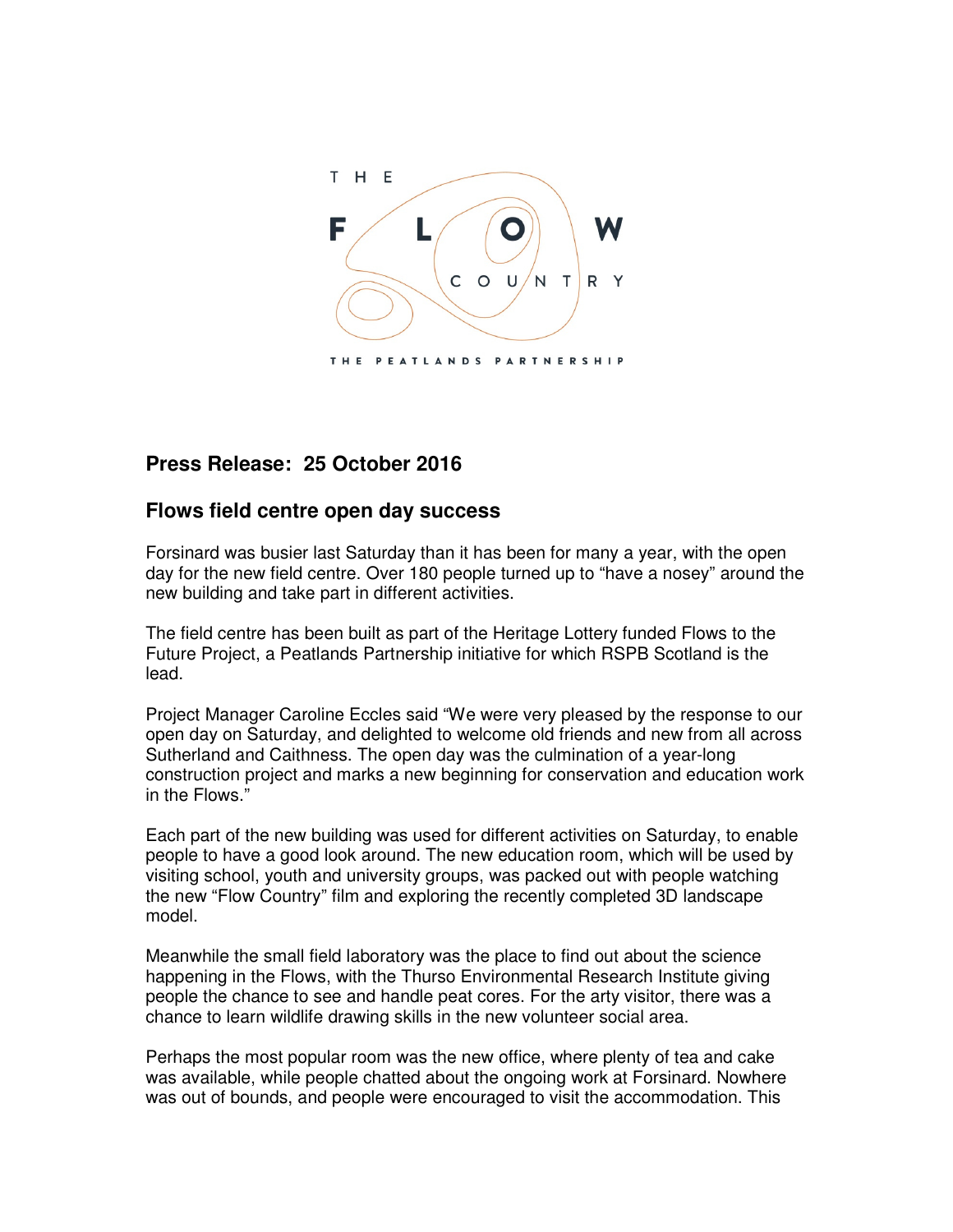THE FLOW COUNTRY

THE PEATLANDS PARTNERSHIP

## Press Release: 25 October 2016

## Flows field centre open day success

Forsinard was busier last Saturday than it has been for many a year, with the open day for the new field centre. Over 180 people turned up to "have a nosey" around the new building and take part in different activities.

The field centre has been built as part of the Heritage Lottery funded Flows to the Future Project, a Peatlands Partnership initiative for which RSPB Scotland is the lead.

Project Manager Caroline Eccles said "We were very pleased by the response to our open day on Saturday, and delighted to welcome old friends and new from all across Sutherland and Caithness. The open day was the culmination of a year-long construction project and marks a new beginning for conservation and education work in the Flows."

Each part of the new building was used for different activities on Saturday, to enable people to have a good look around. The new education room, which will be used by visiting school, youth and university groups, was packed out with people watching the new "Flow Country" film and exploring the recently completed 3D landscape model.

Meanwhile the small field laboratory was the place to find out about the science happening in the Flows, with the Thurso Environmental Research Institute giving people the chance to see and handle peat cores. For the arty visitor, there was a chance to learn wildlife drawing skills in the new volunteer social area.

Perhaps the most popular room was the new office, where plenty of tea and cake was available, while people chatted about the ongoing work at Forsinard. Nowhere was out of bounds, and people were encouraged to visit the accommodation. This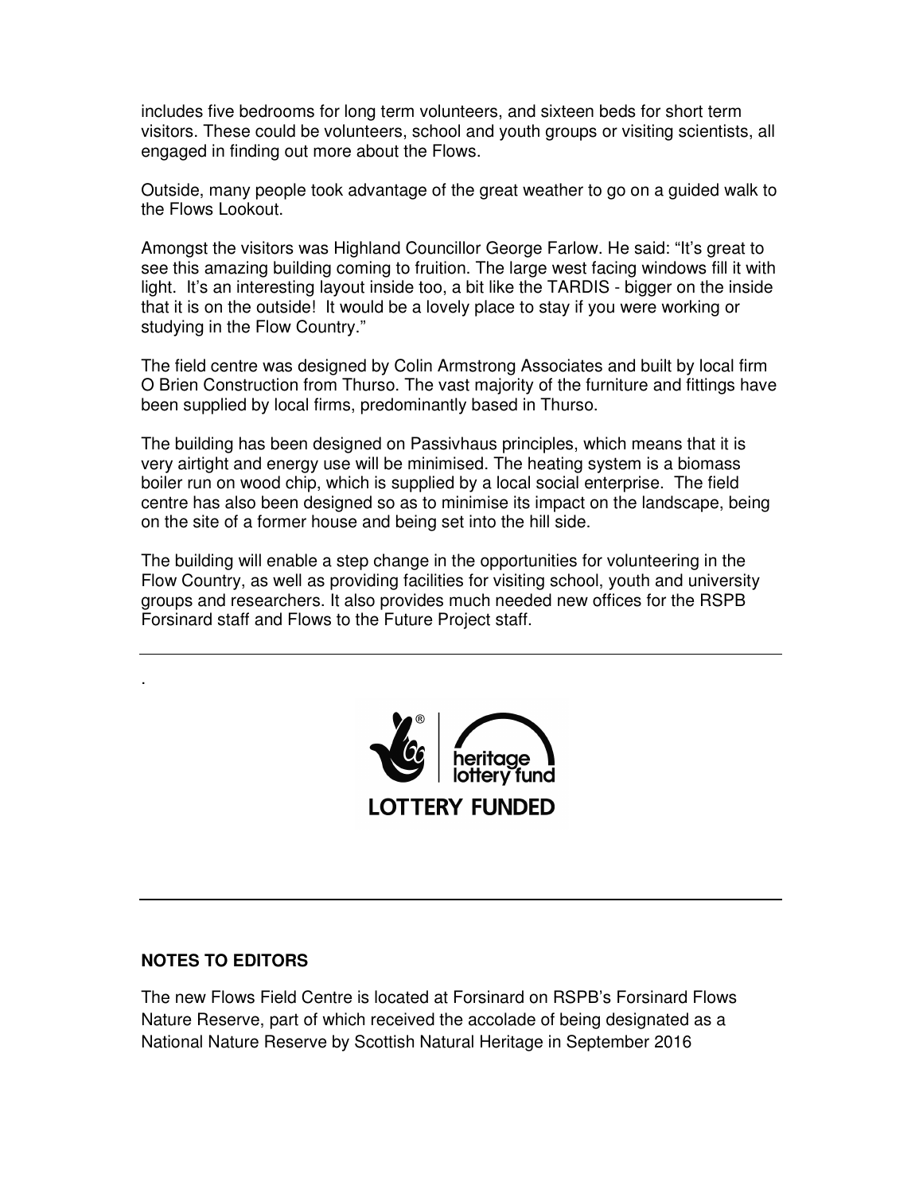includes five bedrooms for long term volunteers, and sixteen beds for short term visitors. These could be volunteers, school and youth groups or visiting scientists, all engaged in finding out more about the Flows.

Outside, many people took advantage of the great weather to go on a guided walk to the Flows Lookout.

Amongst the visitors was Highland Councillor George Farlow. He said: "It's great to see this amazing building coming to fruition. The large west facing windows fill it with light. It's an interesting layout inside too, a bit like the TARDIS - bigger on the inside that it is on the outside! It would be a lovely place to stay if you were working or studying in the Flow Country."

The field centre was designed by Colin Armstrong Associates and built by local firm O Brien Construction from Thurso. The vast majority of the furniture and fittings have been supplied by local firms, predominantly based in Thurso.

The building has been designed on Passivhaus principles, which means that it is very airtight and energy use will be minimised. The heating system is a biomass boiler run on wood chip, which is supplied by a local social enterprise. The field centre has also been designed so as to minimise its impact on the landscape, being on the site of a former house and being set into the hill side.

The building will enable a step change in the opportunities for volunteering in the Flow Country, as well as providing facilities for visiting school, youth and university groups and researchers. It also provides much needed new offices for the RSPB Forsinard staff and Flows to the Future Project staff.

---

.

heritage lottery fund

LOTTERY FUNDED

---

**NOTES TO EDITORS**

The new Flows Field Centre is located at Forsinard on RSPB's Forsinard Flows Nature Reserve, part of which received the accolade of being designated as a National Nature Reserve by Scottish Natural Heritage in September 2016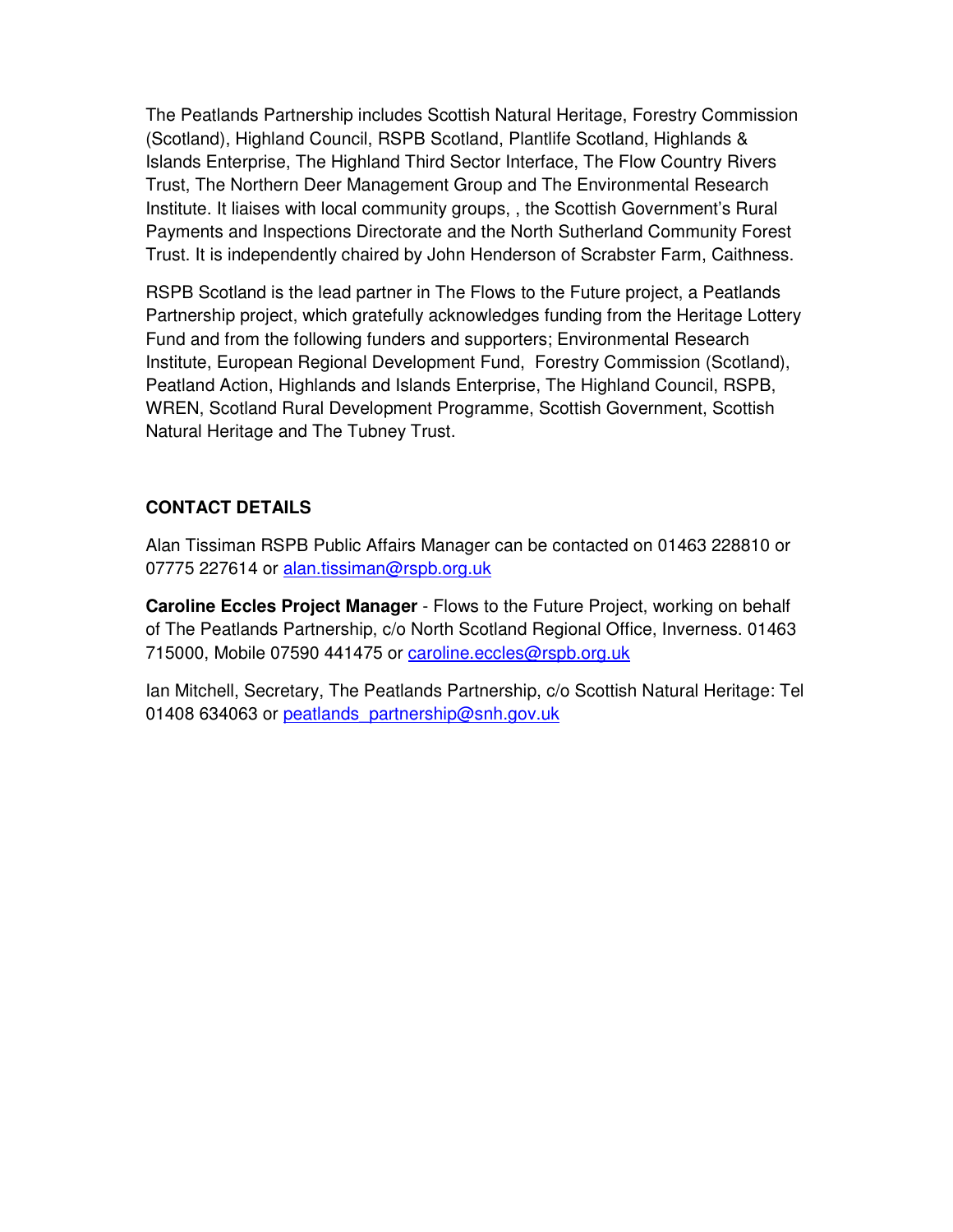The Peatlands Partnership includes Scottish Natural Heritage, Forestry Commission (Scotland), Highland Council, RSPB Scotland, Plantlife Scotland, Highlands & Islands Enterprise, The Highland Third Sector Interface, The Flow Country Rivers Trust, The Northern Deer Management Group and The Environmental Research Institute. It liaises with local community groups, , the Scottish Government's Rural Payments and Inspections Directorate and the North Sutherland Community Forest Trust. It is independently chaired by John Henderson of Scrabster Farm, Caithness.

RSPB Scotland is the lead partner in The Flows to the Future project, a Peatlands Partnership project, which gratefully acknowledges funding from the Heritage Lottery Fund and from the following funders and supporters; Environmental Research Institute, European Regional Development Fund, Forestry Commission (Scotland), Peatland Action, Highlands and Islands Enterprise, The Highland Council, RSPB, WREN, Scotland Rural Development Programme, Scottish Government, Scottish Natural Heritage and The Tubney Trust.

**CONTACT DETAILS**

Alan Tissiman RSPB Public Affairs Manager can be contacted on 01463 228810 or 07775 227614 or alan.tissiman@rspb.org.uk

**Caroline Eccles Project Manager** - Flows to the Future Project, working on behalf of The Peatlands Partnership, c/o North Scotland Regional Office, Inverness. 01463 715000, Mobile 07590 441475 or caroline.eccles@rspb.org.uk

Ian Mitchell, Secretary, The Peatlands Partnership, c/o Scottish Natural Heritage: Tel 01408 634063 or peatlands_partnership@snh.gov.uk